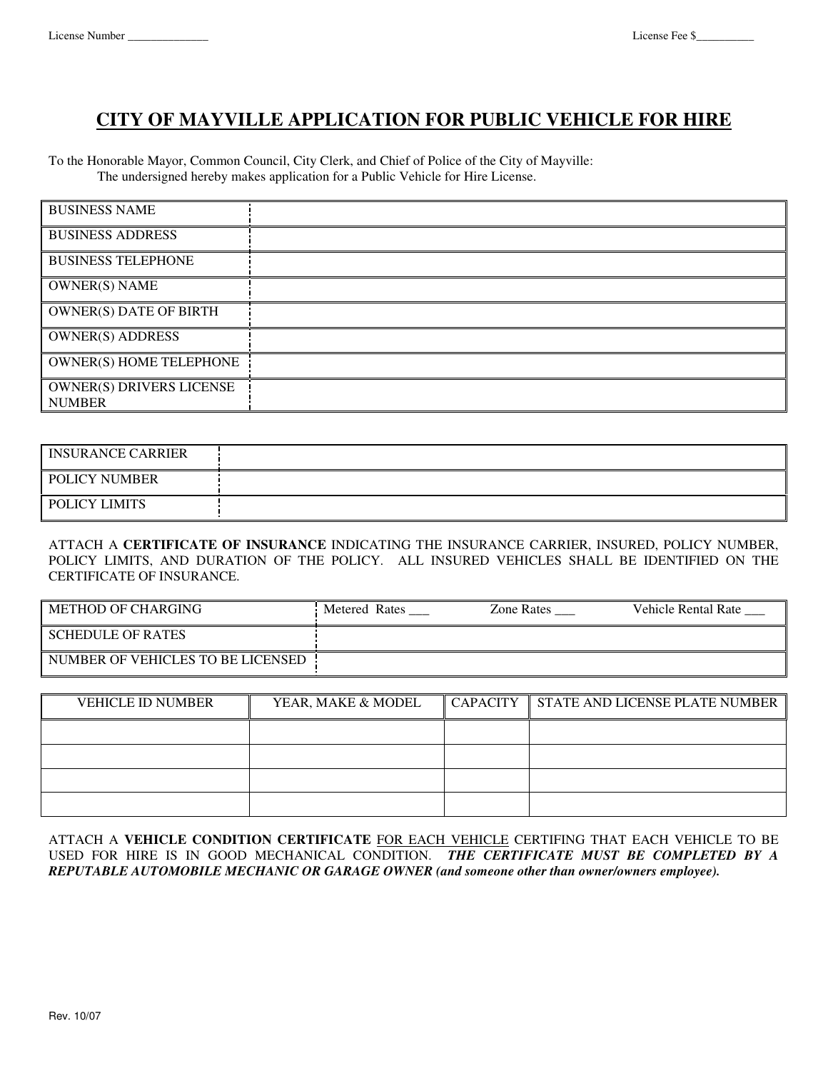License Number ______________ License Fee $__________

# CITY OF MAYVILLE APPLICATION FOR PUBLIC VEHICLE FOR HIRE

To the Honorable Mayor, Common Council, City Clerk, and Chief of Police of the City of Mayville:
The undersigned hereby makes application for a Public Vehicle for Hire License.

| | |
|---|---|
| BUSINESS NAME | |
| BUSINESS ADDRESS | |
| BUSINESS TELEPHONE | |
| OWNER(S) NAME | |
| OWNER(S) DATE OF BIRTH | |
| OWNER(S) ADDRESS | |
| OWNER(S) HOME TELEPHONE | |
| OWNER(S) DRIVERS LICENSE NUMBER | |

| | |
|---|---|
| INSURANCE CARRIER | |
| POLICY NUMBER | |
| POLICY LIMITS | |

ATTACH A **CERTIFICATE OF INSURANCE** INDICATING THE INSURANCE CARRIER, INSURED, POLICY NUMBER, POLICY LIMITS, AND DURATION OF THE POLICY. ALL INSURED VEHICLES SHALL BE IDENTIFIED ON THE CERTIFICATE OF INSURANCE.

| | |
|---|---|
| METHOD OF CHARGING | Metered Rates ___ Zone Rates ___ Vehicle Rental Rate ___ |
| SCHEDULE OF RATES | |
| NUMBER OF VEHICLES TO BE LICENSED | |

| VEHICLE ID NUMBER | YEAR, MAKE & MODEL | CAPACITY | STATE AND LICENSE PLATE NUMBER |
|---|---|---|---|
| | | | |
| | | | |
| | | | |
| | | | |

ATTACH A **VEHICLE CONDITION CERTIFICATE** FOR EACH VEHICLE CERTIFING THAT EACH VEHICLE TO BE USED FOR HIRE IS IN GOOD MECHANICAL CONDITION. ***THE CERTIFICATE MUST BE COMPLETED BY A REPUTABLE AUTOMOBILE MECHANIC OR GARAGE OWNER (and someone other than owner/owners employee).***

Rev. 10/07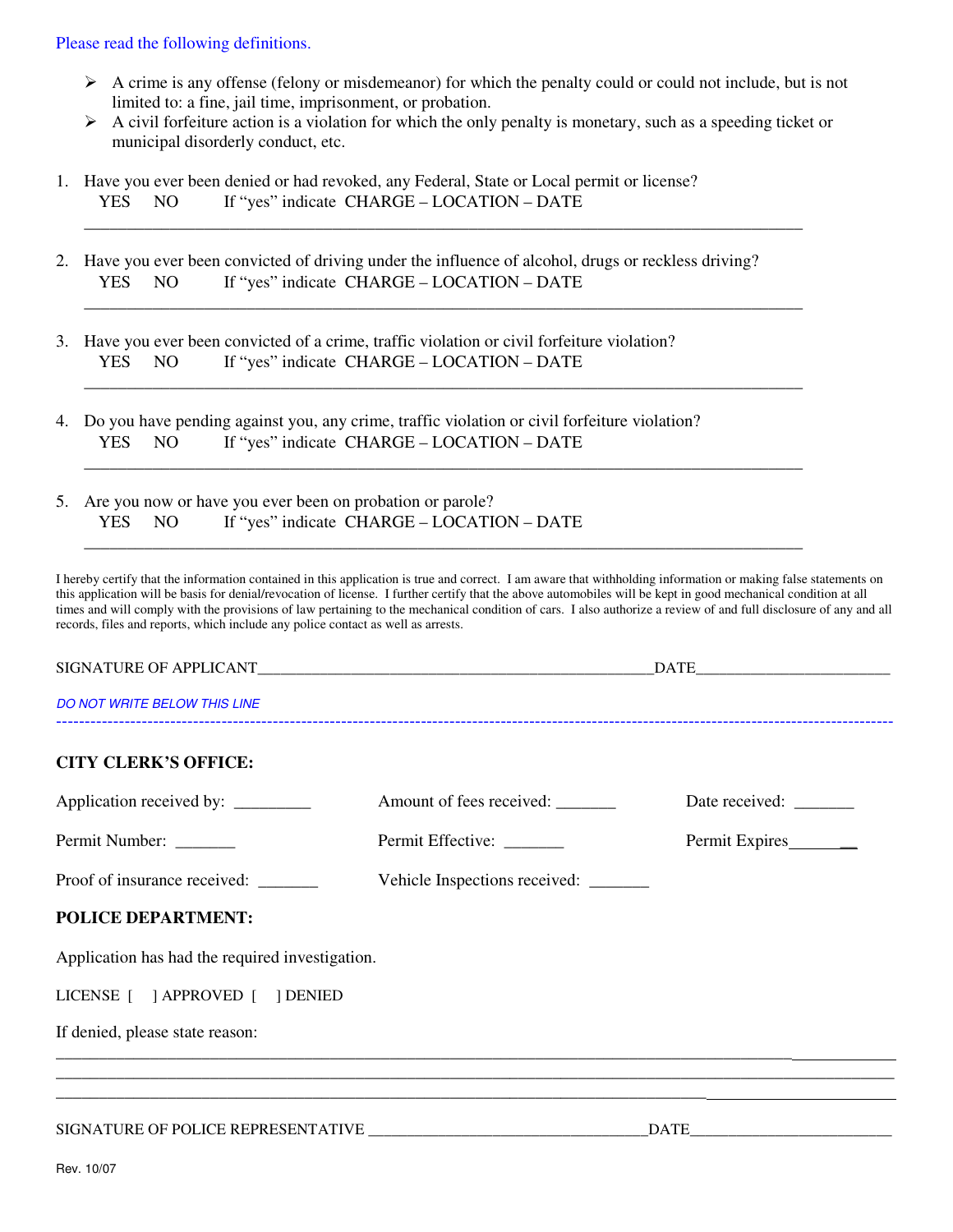Please read the following definitions.

- A crime is any offense (felony or misdemeanor) for which the penalty could or could not include, but is not limited to: a fine, jail time, imprisonment, or probation.
- A civil forfeiture action is a violation for which the only penalty is monetary, such as a speeding ticket or municipal disorderly conduct, etc.

1. Have you ever been denied or had revoked, any Federal, State or Local permit or license?
   YES NO If "yes" indicate CHARGE – LOCATION – DATE
   ______________________________________________________________________________

2. Have you ever been convicted of driving under the influence of alcohol, drugs or reckless driving?
   YES NO If "yes" indicate CHARGE – LOCATION – DATE
   ______________________________________________________________________________

3. Have you ever been convicted of a crime, traffic violation or civil forfeiture violation?
   YES NO If "yes" indicate CHARGE – LOCATION – DATE
   ______________________________________________________________________________

4. Do you have pending against you, any crime, traffic violation or civil forfeiture violation?
   YES NO If "yes" indicate CHARGE – LOCATION – DATE
   ______________________________________________________________________________

5. Are you now or have you ever been on probation or parole?
   YES NO If "yes" indicate CHARGE – LOCATION – DATE
   ______________________________________________________________________________

I hereby certify that the information contained in this application is true and correct. I am aware that withholding information or making false statements on this application will be basis for denial/revocation of license. I further certify that the above automobiles will be kept in good mechanical condition at all times and will comply with the provisions of law pertaining to the mechanical condition of cars. I also authorize a review of and full disclosure of any and all records, files and reports, which include any police contact as well as arrests.

SIGNATURE OF APPLICANT_______________________________________________DATE______________________

*DO NOT WRITE BELOW THIS LINE*

---

**CITY CLERK'S OFFICE:**

Application received by: _________ Amount of fees received: _______ Date received: _______

Permit Number: _______ Permit Effective: _______ Permit Expires_________

Proof of insurance received: _______ Vehicle Inspections received: _______

**POLICE DEPARTMENT:**

Application has had the required investigation.

LICENSE [ ] APPROVED [ ] DENIED

If denied, please state reason:

______________________________________________________________________________

______________________________________________________________________________

______________________________________________________________________________

SIGNATURE OF POLICE REPRESENTATIVE ________________________________DATE______________________

Rev. 10/07